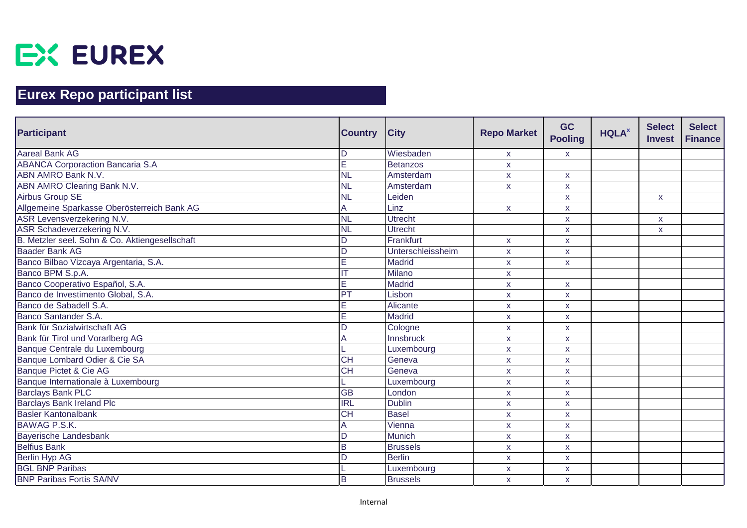EUREX

# Eurex Repo participant list

| Participant | Country | City | Repo Market | GC Pooling | HQLA[x] | Select Invest | Select Finance |
|---|---|---|---|---|---|---|---|
| Aareal Bank AG | D | Wiesbaden | x | x | | | |
| ABANCA Corporaction Bancaria S.A | E | Betanzos | x | | | | |
| ABN AMRO Bank N.V. | NL | Amsterdam | x | x | | | |
| ABN AMRO Clearing Bank N.V. | NL | Amsterdam | x | x | | | |
| Airbus Group SE | NL | Leiden | | x | | x | |
| Allgemeine Sparkasse Oberösterreich Bank AG | A | Linz | x | x | | | |
| ASR Levensverzekering N.V. | NL | Utrecht | | x | | x | |
| ASR Schadeverzekering N.V. | NL | Utrecht | | x | | x | |
| B. Metzler seel. Sohn & Co. Aktiengesellschaft | D | Frankfurt | x | x | | | |
| Baader Bank AG | D | Unterschleissheim | x | x | | | |
| Banco Bilbao Vizcaya Argentaria, S.A. | E | Madrid | x | x | | | |
| Banco BPM S.p.A. | IT | Milano | x | | | | |
| Banco Cooperativo Español, S.A. | E | Madrid | x | x | | | |
| Banco de Investimento Global, S.A. | PT | Lisbon | x | x | | | |
| Banco de Sabadell S.A. | E | Alicante | x | x | | | |
| Banco Santander S.A. | E | Madrid | x | x | | | |
| Bank für Sozialwirtschaft AG | D | Cologne | x | x | | | |
| Bank für Tirol und Vorarlberg AG | A | Innsbruck | x | x | | | |
| Banque Centrale du Luxembourg | L | Luxembourg | x | x | | | |
| Banque Lombard Odier & Cie SA | CH | Geneva | x | x | | | |
| Banque Pictet & Cie AG | CH | Geneva | x | x | | | |
| Banque Internationale à Luxembourg | L | Luxembourg | x | x | | | |
| Barclays Bank PLC | GB | London | x | x | | | |
| Barclays Bank Ireland Plc | IRL | Dublin | x | x | | | |
| Basler Kantonalbank | CH | Basel | x | x | | | |
| BAWAG P.S.K. | A | Vienna | x | x | | | |
| Bayerische Landesbank | D | Munich | x | x | | | |
| Belfius Bank | B | Brussels | x | x | | | |
| Berlin Hyp AG | D | Berlin | x | x | | | |
| BGL BNP Paribas | L | Luxembourg | x | x | | | |
| BNP Paribas Fortis SA/NV | B | Brussels | x | x | | | |

Internal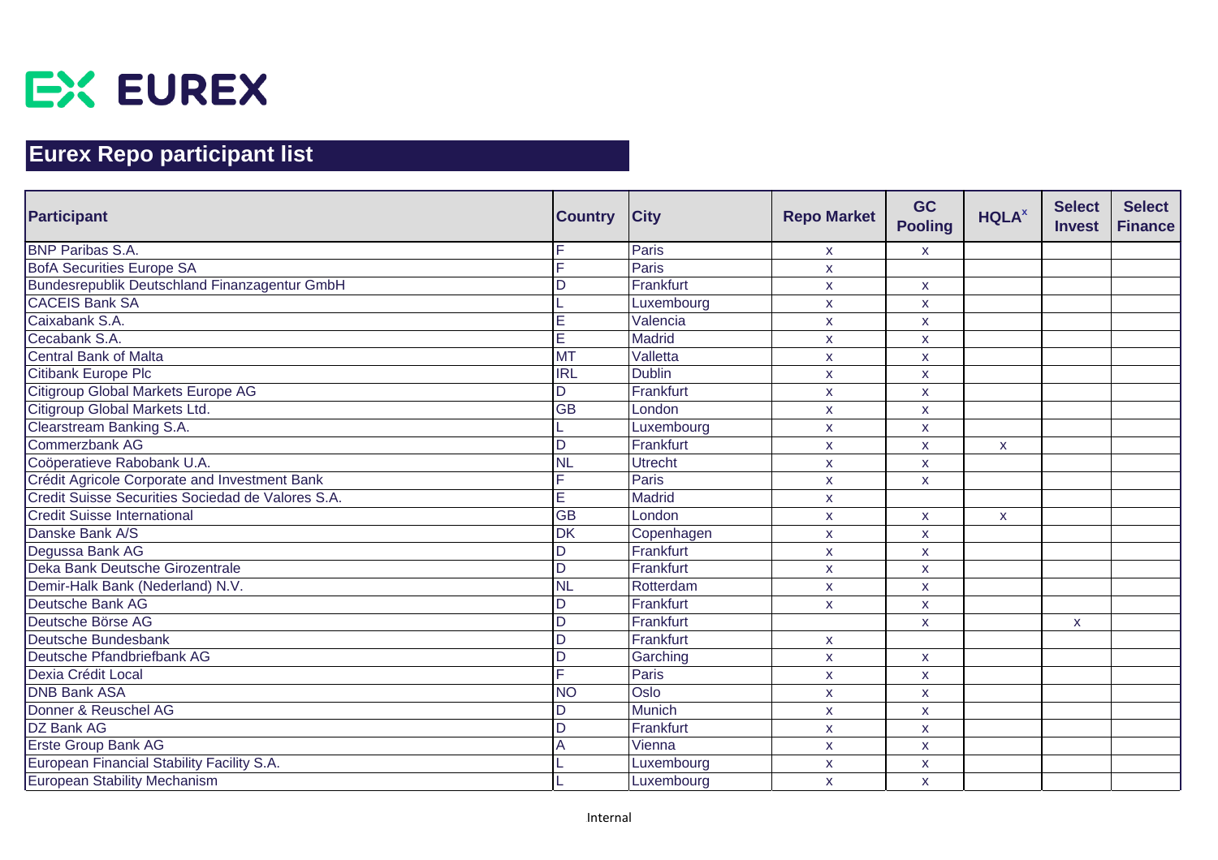# EUREX

## Eurex Repo participant list

| Participant | Country | City | Repo Market | GC Pooling | HQLA[x] | Select Invest | Select Finance |
|---|---|---|---|---|---|---|---|
| BNP Paribas S.A. | F | Paris | x | x | | | |
| BofA Securities Europe SA | F | Paris | x | | | | |
| Bundesrepublik Deutschland Finanzagentur GmbH | D | Frankfurt | x | x | | | |
| CACEIS Bank SA | L | Luxembourg | x | x | | | |
| Caixabank S.A. | E | Valencia | x | x | | | |
| Cecabank S.A. | E | Madrid | x | x | | | |
| Central Bank of Malta | MT | Valletta | x | x | | | |
| Citibank Europe Plc | IRL | Dublin | x | x | | | |
| Citigroup Global Markets Europe AG | D | Frankfurt | x | x | | | |
| Citigroup Global Markets Ltd. | GB | London | x | x | | | |
| Clearstream Banking S.A. | L | Luxembourg | x | x | | | |
| Commerzbank AG | D | Frankfurt | x | x | x | | |
| Coöperatieve Rabobank U.A. | NL | Utrecht | x | x | | | |
| Crédit Agricole Corporate and Investment Bank | F | Paris | x | x | | | |
| Credit Suisse Securities Sociedad de Valores S.A. | E | Madrid | x | | | | |
| Credit Suisse International | GB | London | x | x | x | | |
| Danske Bank A/S | DK | Copenhagen | x | x | | | |
| Degussa Bank AG | D | Frankfurt | x | x | | | |
| Deka Bank Deutsche Girozentrale | D | Frankfurt | x | x | | | |
| Demir-Halk Bank (Nederland) N.V. | NL | Rotterdam | x | x | | | |
| Deutsche Bank AG | D | Frankfurt | x | x | | | |
| Deutsche Börse AG | D | Frankfurt | | x | | x | |
| Deutsche Bundesbank | D | Frankfurt | x | | | | |
| Deutsche Pfandbriefbank AG | D | Garching | x | x | | | |
| Dexia Crédit Local | F | Paris | x | x | | | |
| DNB Bank ASA | NO | Oslo | x | x | | | |
| Donner & Reuschel AG | D | Munich | x | x | | | |
| DZ Bank AG | D | Frankfurt | x | x | | | |
| Erste Group Bank AG | A | Vienna | x | x | | | |
| European Financial Stability Facility S.A. | L | Luxembourg | x | x | | | |
| European Stability Mechanism | L | Luxembourg | x | x | | | |

Internal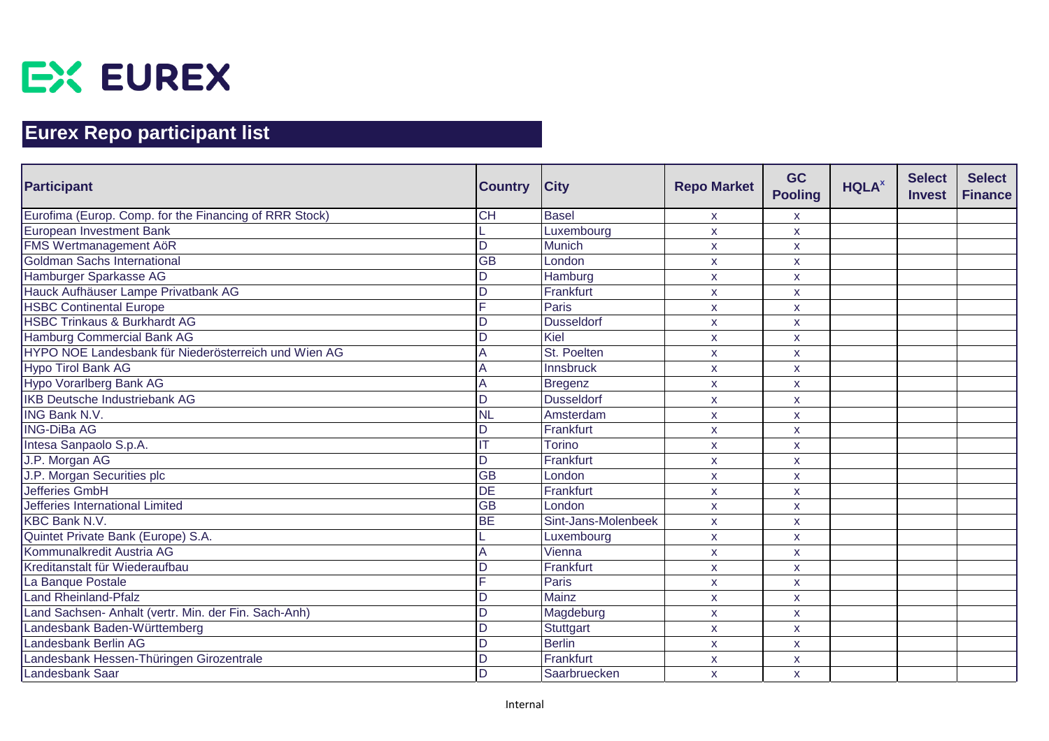# Eurex Repo participant list

| Participant | Country | City | Repo Market | GC Pooling | HQLA[x] | Select Invest | Select Finance |
|---|---|---|---|---|---|---|---|
| Eurofima (Europ. Comp. for the Financing of RRR Stock) | CH | Basel | x | x | | | |
| European Investment Bank | L | Luxembourg | x | x | | | |
| FMS Wertmanagement AöR | D | Munich | x | x | | | |
| Goldman Sachs International | GB | London | x | x | | | |
| Hamburger Sparkasse AG | D | Hamburg | x | x | | | |
| Hauck Aufhäuser Lampe Privatbank AG | D | Frankfurt | x | x | | | |
| HSBC Continental Europe | F | Paris | x | x | | | |
| HSBC Trinkaus & Burkhardt AG | D | Dusseldorf | x | x | | | |
| Hamburg Commercial Bank AG | D | Kiel | x | x | | | |
| HYPO NOE Landesbank für Niederösterreich und Wien AG | A | St. Poelten | x | x | | | |
| Hypo Tirol Bank AG | A | Innsbruck | x | x | | | |
| Hypo Vorarlberg Bank AG | A | Bregenz | x | x | | | |
| IKB Deutsche Industriebank AG | D | Dusseldorf | x | x | | | |
| ING Bank N.V. | NL | Amsterdam | x | x | | | |
| ING-DiBa AG | D | Frankfurt | x | x | | | |
| Intesa Sanpaolo S.p.A. | IT | Torino | x | x | | | |
| J.P. Morgan AG | D | Frankfurt | x | x | | | |
| J.P. Morgan Securities plc | GB | London | x | x | | | |
| Jefferies GmbH | DE | Frankfurt | x | x | | | |
| Jefferies International Limited | GB | London | x | x | | | |
| KBC Bank N.V. | BE | Sint-Jans-Molenbeek | x | x | | | |
| Quintet Private Bank (Europe) S.A. | L | Luxembourg | x | x | | | |
| Kommunalkredit Austria AG | A | Vienna | x | x | | | |
| Kreditanstalt für Wiederaufbau | D | Frankfurt | x | x | | | |
| La Banque Postale | F | Paris | x | x | | | |
| Land Rheinland-Pfalz | D | Mainz | x | x | | | |
| Land Sachsen- Anhalt (vertr. Min. der Fin. Sach-Anh) | D | Magdeburg | x | x | | | |
| Landesbank Baden-Württemberg | D | Stuttgart | x | x | | | |
| Landesbank Berlin AG | D | Berlin | x | x | | | |
| Landesbank Hessen-Thüringen Girozentrale | D | Frankfurt | x | x | | | |
| Landesbank Saar | D | Saarbruecken | x | x | | | |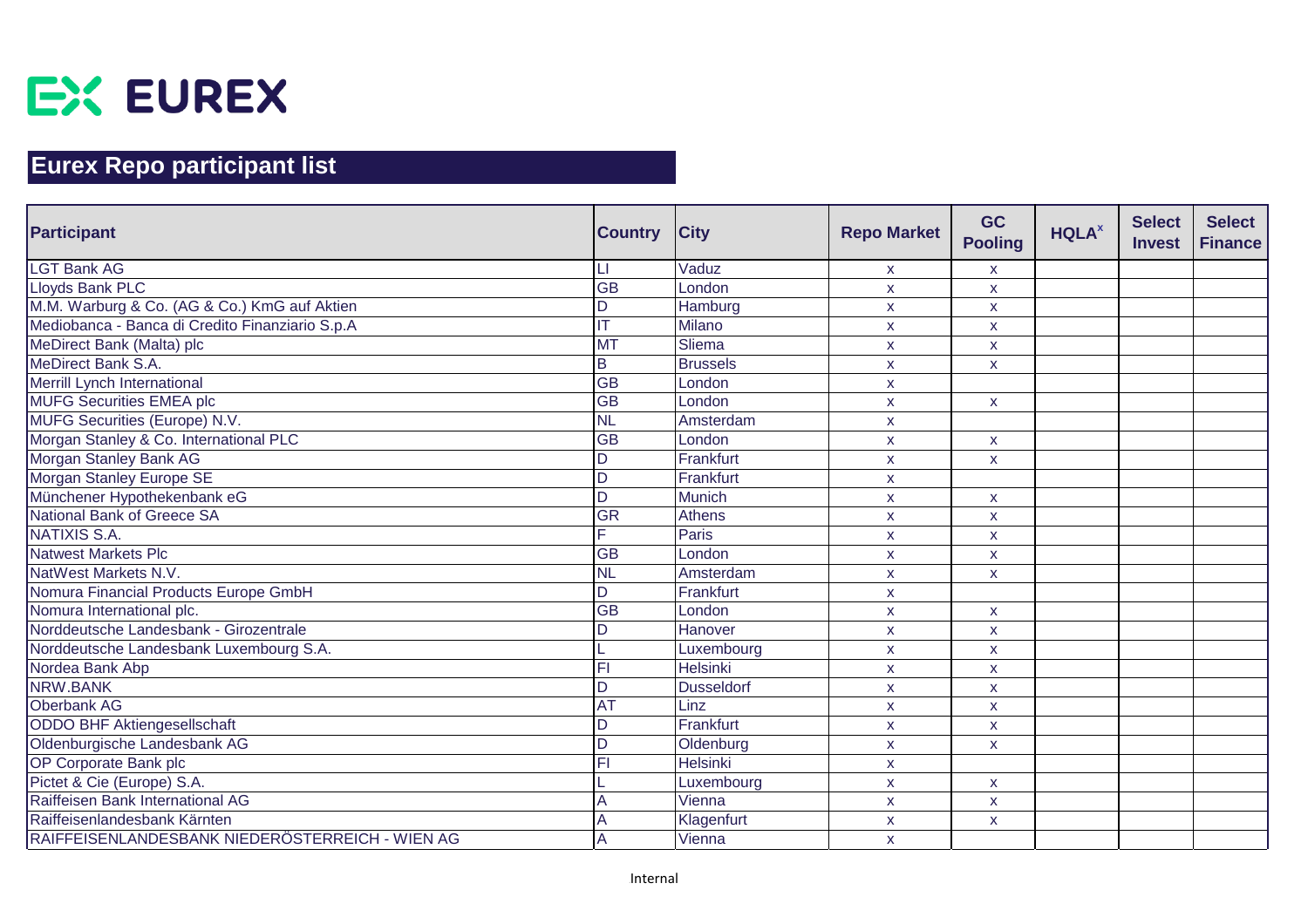# EUREX

## Eurex Repo participant list

| Participant | Country | City | Repo Market | GC Pooling | HQLA[x] | Select Invest | Select Finance |
|---|---|---|---|---|---|---|---|
| LGT Bank AG | LI | Vaduz | x | x | | | |
| Lloyds Bank PLC | GB | London | x | x | | | |
| M.M. Warburg & Co. (AG & Co.) KmG auf Aktien | D | Hamburg | x | x | | | |
| Mediobanca - Banca di Credito Finanziario S.p.A | IT | Milano | x | x | | | |
| MeDirect Bank (Malta) plc | MT | Sliema | x | x | | | |
| MeDirect Bank S.A. | B | Brussels | x | x | | | |
| Merrill Lynch International | GB | London | x | | | | |
| MUFG Securities EMEA plc | GB | London | x | x | | | |
| MUFG Securities (Europe) N.V. | NL | Amsterdam | x | | | | |
| Morgan Stanley & Co. International PLC | GB | London | x | x | | | |
| Morgan Stanley Bank AG | D | Frankfurt | x | x | | | |
| Morgan Stanley Europe SE | D | Frankfurt | x | | | | |
| Münchener Hypothekenbank eG | D | Munich | x | x | | | |
| National Bank of Greece SA | GR | Athens | x | x | | | |
| NATIXIS S.A. | F | Paris | x | x | | | |
| Natwest Markets Plc | GB | London | x | x | | | |
| NatWest Markets N.V. | NL | Amsterdam | x | x | | | |
| Nomura Financial Products Europe GmbH | D | Frankfurt | x | | | | |
| Nomura International plc. | GB | London | x | x | | | |
| Norddeutsche Landesbank - Girozentrale | D | Hanover | x | x | | | |
| Norddeutsche Landesbank Luxembourg S.A. | L | Luxembourg | x | x | | | |
| Nordea Bank Abp | FI | Helsinki | x | x | | | |
| NRW.BANK | D | Dusseldorf | x | x | | | |
| Oberbank AG | AT | Linz | x | x | | | |
| ODDO BHF Aktiengesellschaft | D | Frankfurt | x | x | | | |
| Oldenburgische Landesbank AG | D | Oldenburg | x | x | | | |
| OP Corporate Bank plc | FI | Helsinki | x | | | | |
| Pictet & Cie (Europe) S.A. | L | Luxembourg | x | x | | | |
| Raiffeisen Bank International AG | A | Vienna | x | x | | | |
| Raiffeisenlandesbank Kärnten | A | Klagenfurt | x | x | | | |
| RAIFFEISENLANDESBANK NIEDERÖSTERREICH - WIEN AG | A | Vienna | x | | | | |

Internal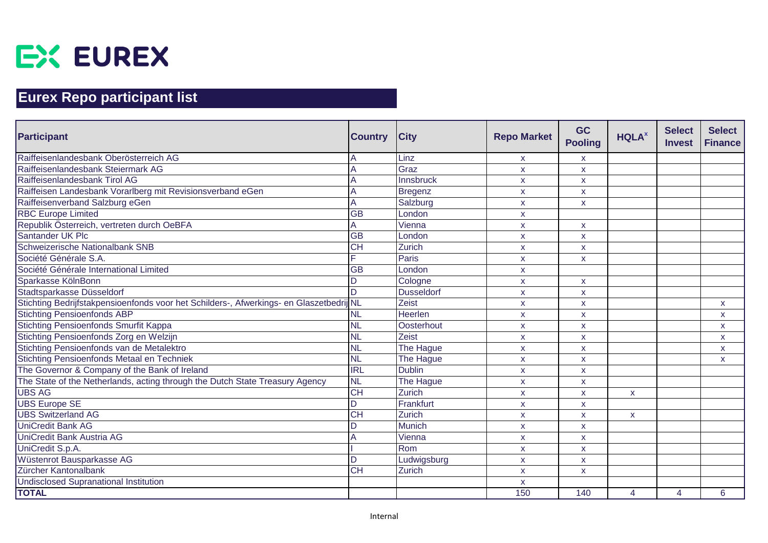# EUREX

## Eurex Repo participant list

| Participant | Country | City | Repo Market | GC Pooling | HQLA[x] | Select Invest | Select Finance |
|---|---|---|---|---|---|---|---|
| Raiffeisenlandesbank Oberösterreich AG | A | Linz | x | x | | | |
| Raiffeisenlandesbank Steiermark AG | A | Graz | x | x | | | |
| Raiffeisenlandesbank Tirol AG | A | Innsbruck | x | x | | | |
| Raiffeisen Landesbank Vorarlberg mit Revisionsverband eGen | A | Bregenz | x | x | | | |
| Raiffeisenverband Salzburg eGen | A | Salzburg | x | x | | | |
| RBC Europe Limited | GB | London | x | | | | |
| Republik Österreich, vertreten durch OeBFA | A | Vienna | x | x | | | |
| Santander UK Plc | GB | London | x | x | | | |
| Schweizerische Nationalbank SNB | CH | Zurich | x | x | | | |
| Société Générale S.A. | F | Paris | x | x | | | |
| Société Générale International Limited | GB | London | x | | | | |
| Sparkasse KölnBonn | D | Cologne | x | x | | | |
| Stadtsparkasse Düsseldorf | D | Dusseldorf | x | x | | | |
| Stichting Bedrijfstakpensioenfonds voor het Schilders-, Afwerkings- en Glaszetbedrij | NL | Zeist | x | x | | | x |
| Stichting Pensioenfonds ABP | NL | Heerlen | x | x | | | x |
| Stichting Pensioenfonds Smurfit Kappa | NL | Oosterhout | x | x | | | x |
| Stichting Pensioenfonds Zorg en Welzijn | NL | Zeist | x | x | | | x |
| Stichting Pensioenfonds van de Metalektro | NL | The Hague | x | x | | | x |
| Stichting Pensioenfonds Metaal en Techniek | NL | The Hague | x | x | | | x |
| The Governor & Company of the Bank of Ireland | IRL | Dublin | x | x | | | |
| The State of the Netherlands, acting through the Dutch State Treasury Agency | NL | The Hague | x | x | | | |
| UBS AG | CH | Zurich | x | x | x | | |
| UBS Europe SE | D | Frankfurt | x | x | | | |
| UBS Switzerland AG | CH | Zurich | x | x | x | | |
| UniCredit Bank AG | D | Munich | x | x | | | |
| UniCredit Bank Austria AG | A | Vienna | x | x | | | |
| UniCredit S.p.A. | I | Rom | x | x | | | |
| Wüstenrot Bausparkasse AG | D | Ludwigsburg | x | x | | | |
| Zürcher Kantonalbank | CH | Zurich | x | x | | | |
| Undisclosed Supranational Institution | | | x | | | | |
| **TOTAL** | | | 150 | 140 | 4 | 4 | 6 |

Internal